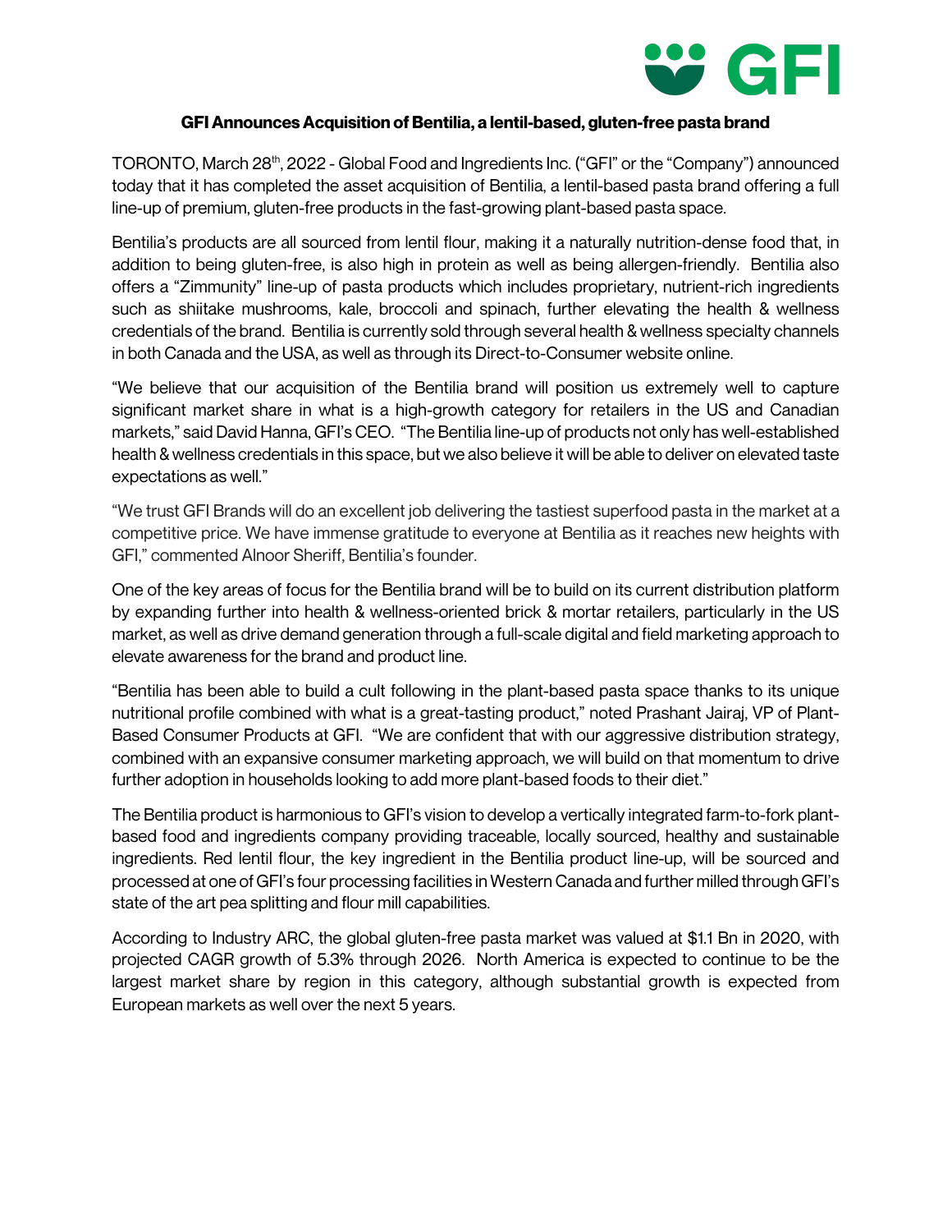## GFI Announces Acquisition of Bentilia, a lentil-based, gluten-free pasta brand

TORONTO, March 28th, 2022 - Global Food and Ingredients Inc. ("GFI" or the "Company") announced today that it has completed the asset acquisition of Bentilia, a lentil-based pasta brand offering a full line-up of premium, gluten-free products in the fast-growing plant-based pasta space.

Bentilia's products are all sourced from lentil flour, making it a naturally nutrition-dense food that, in addition to being gluten-free, is also high in protein as well as being allergen-friendly. Bentilia also offers a "Zimmunity" line-up of pasta products which includes proprietary, nutrient-rich ingredients such as shiitake mushrooms, kale, broccoli and spinach, further elevating the health & wellness credentials of the brand. Bentilia is currently sold through several health & wellness specialty channels in both Canada and the USA, as well as through its Direct-to-Consumer website online.

"We believe that our acquisition of the Bentilia brand will position us extremely well to capture significant market share in what is a high-growth category for retailers in the US and Canadian markets," said David Hanna, GFI's CEO. "The Bentilia line-up of products not only has well-established health & wellness credentials in this space, but we also believe it will be able to deliver on elevated taste expectations as well."

"We trust GFI Brands will do an excellent job delivering the tastiest superfood pasta in the market at a competitive price. We have immense gratitude to everyone at Bentilia as it reaches new heights with GFI," commented Alnoor Sheriff, Bentilia's founder.

One of the key areas of focus for the Bentilia brand will be to build on its current distribution platform by expanding further into health & wellness-oriented brick & mortar retailers, particularly in the US market, as well as drive demand generation through a full-scale digital and field marketing approach to elevate awareness for the brand and product line.

"Bentilia has been able to build a cult following in the plant-based pasta space thanks to its unique nutritional profile combined with what is a great-tasting product," noted Prashant Jairaj, VP of Plant-Based Consumer Products at GFI. "We are confident that with our aggressive distribution strategy, combined with an expansive consumer marketing approach, we will build on that momentum to drive further adoption in households looking to add more plant-based foods to their diet."

The Bentilia product is harmonious to GFI's vision to develop a vertically integrated farm-to-fork plant-based food and ingredients company providing traceable, locally sourced, healthy and sustainable ingredients. Red lentil flour, the key ingredient in the Bentilia product line-up, will be sourced and processed at one of GFI's four processing facilities in Western Canada and further milled through GFI's state of the art pea splitting and flour mill capabilities.

According to Industry ARC, the global gluten-free pasta market was valued at $1.1 Bn in 2020, with projected CAGR growth of 5.3% through 2026. North America is expected to continue to be the largest market share by region in this category, although substantial growth is expected from European markets as well over the next 5 years.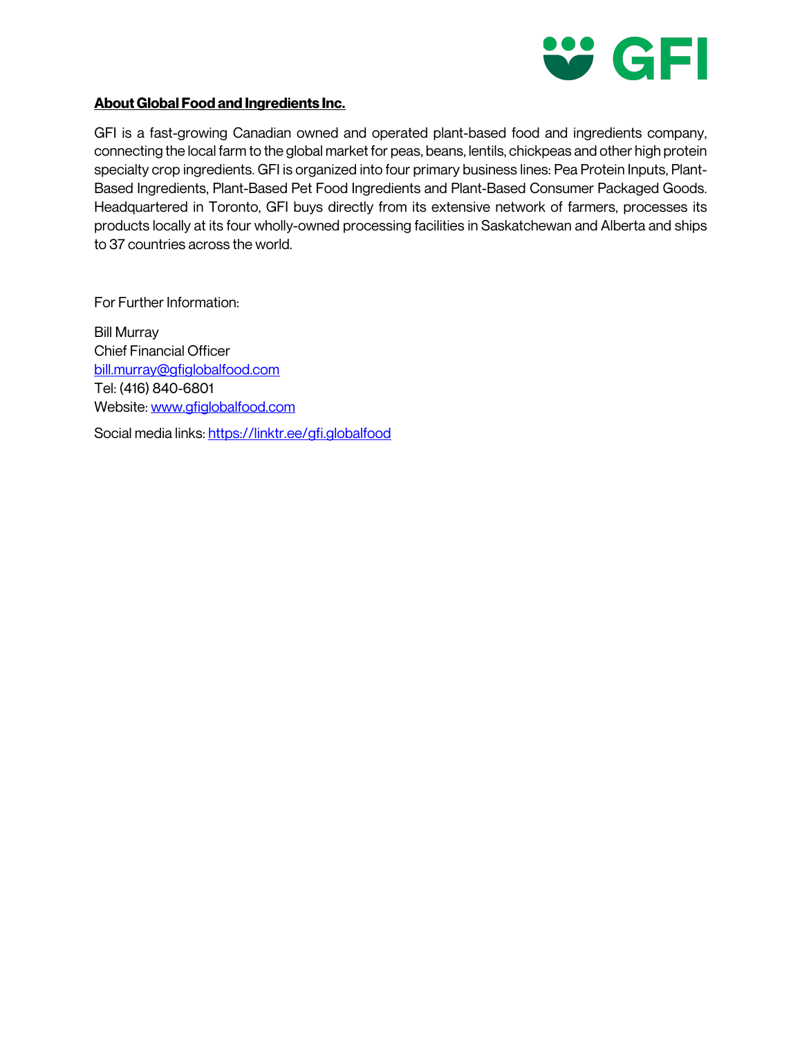**About Global Food and Ingredients Inc.**

GFI is a fast-growing Canadian owned and operated plant-based food and ingredients company, connecting the local farm to the global market for peas, beans, lentils, chickpeas and other high protein specialty crop ingredients. GFI is organized into four primary business lines: Pea Protein Inputs, Plant-Based Ingredients, Plant-Based Pet Food Ingredients and Plant-Based Consumer Packaged Goods. Headquartered in Toronto, GFI buys directly from its extensive network of farmers, processes its products locally at its four wholly-owned processing facilities in Saskatchewan and Alberta and ships to 37 countries across the world.

For Further Information:

Bill Murray
Chief Financial Officer
bill.murray@gfiglobalfood.com
Tel: (416) 840-6801
Website: www.gfiglobalfood.com

Social media links: https://linktr.ee/gfi.globalfood